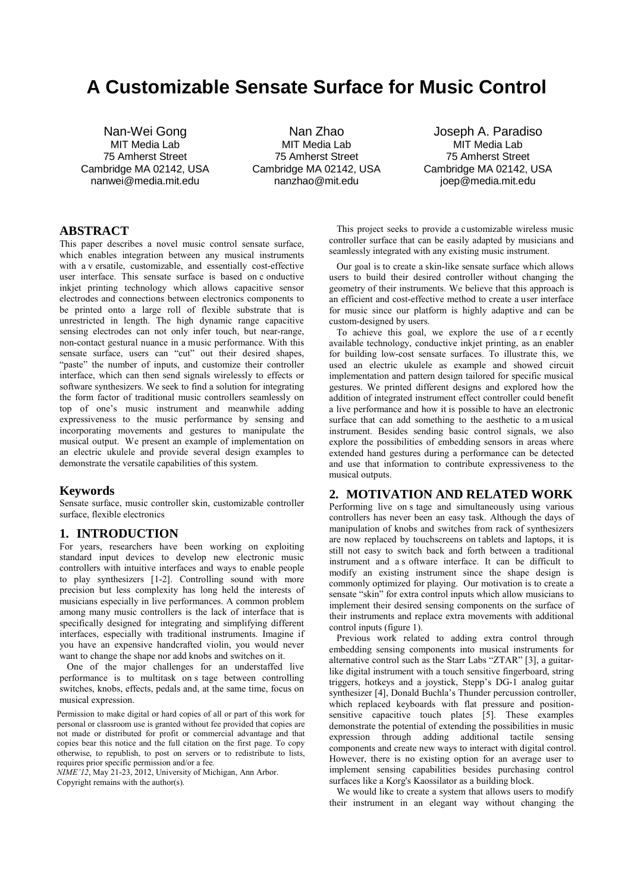# A Customizable Sensate Surface for Music Control

Nan-Wei Gong
MIT Media Lab
75 Amherst Street
Cambridge MA 02142, USA
nanwei@media.mit.edu

Nan Zhao
MIT Media Lab
75 Amherst Street
Cambridge MA 02142, USA
nanzhao@mit.edu

Joseph A. Paradiso
MIT Media Lab
75 Amherst Street
Cambridge MA 02142, USA
joep@media.mit.edu

## ABSTRACT

This paper describes a novel music control sensate surface, which enables integration between any musical instruments with a versatile, customizable, and essentially cost-effective user interface. This sensate surface is based on conductive inkjet printing technology which allows capacitive sensor electrodes and connections between electronics components to be printed onto a large roll of flexible substrate that is unrestricted in length. The high dynamic range capacitive sensing electrodes can not only infer touch, but near-range, non-contact gestural nuance in a music performance. With this sensate surface, users can "cut" out their desired shapes, "paste" the number of inputs, and customize their controller interface, which can then send signals wirelessly to effects or software synthesizers. We seek to find a solution for integrating the form factor of traditional music controllers seamlessly on top of one's music instrument and meanwhile adding expressiveness to the music performance by sensing and incorporating movements and gestures to manipulate the musical output. We present an example of implementation on an electric ukulele and provide several design examples to demonstrate the versatile capabilities of this system.

### Keywords

Sensate surface, music controller skin, customizable controller surface, flexible electronics

## 1. INTRODUCTION

For years, researchers have been working on exploiting standard input devices to develop new electronic music controllers with intuitive interfaces and ways to enable people to play synthesizers [1-2]. Controlling sound with more precision but less complexity has long held the interests of musicians especially in live performances. A common problem among many music controllers is the lack of interface that is specifically designed for integrating and simplifying different interfaces, especially with traditional instruments. Imagine if you have an expensive handcrafted violin, you would never want to change the shape nor add knobs and switches on it.

One of the major challenges for an understaffed live performance is to multitask on stage between controlling switches, knobs, effects, pedals and, at the same time, focus on musical expression.

Permission to make digital or hard copies of all or part of this work for personal or classroom use is granted without fee provided that copies are not made or distributed for profit or commercial advantage and that copies bear this notice and the full citation on the first page. To copy otherwise, to republish, to post on servers or to redistribute to lists, requires prior specific permission and/or a fee.
*NIME'12*, May 21-23, 2012, University of Michigan, Ann Arbor.
Copyright remains with the author(s).

This project seeks to provide a customizable wireless music controller surface that can be easily adapted by musicians and seamlessly integrated with any existing music instrument.

Our goal is to create a skin-like sensate surface which allows users to build their desired controller without changing the geometry of their instruments. We believe that this approach is an efficient and cost-effective method to create a user interface for music since our platform is highly adaptive and can be custom-designed by users.

To achieve this goal, we explore the use of a recently available technology, conductive inkjet printing, as an enabler for building low-cost sensate surfaces. To illustrate this, we used an electric ukulele as example and showed circuit implementation and pattern design tailored for specific musical gestures. We printed different designs and explored how the addition of integrated instrument effect controller could benefit a live performance and how it is possible to have an electronic surface that can add something to the aesthetic to a musical instrument. Besides sending basic control signals, we also explore the possibilities of embedding sensors in areas where extended hand gestures during a performance can be detected and use that information to contribute expressiveness to the musical outputs.

## 2. MOTIVATION AND RELATED WORK

Performing live on stage and simultaneously using various controllers has never been an easy task. Although the days of manipulation of knobs and switches from rack of synthesizers are now replaced by touchscreens on tablets and laptops, it is still not easy to switch back and forth between a traditional instrument and a software interface. It can be difficult to modify an existing instrument since the shape design is commonly optimized for playing. Our motivation is to create a sensate "skin" for extra control inputs which allow musicians to implement their desired sensing components on the surface of their instruments and replace extra movements with additional control inputs (figure 1).

Previous work related to adding extra control through embedding sensing components into musical instruments for alternative control such as the Starr Labs "ZTAR" [3], a guitar-like digital instrument with a touch sensitive fingerboard, string triggers, hotkeys and a joystick, Stepp's DG-1 analog guitar synthesizer [4], Donald Buchla's Thunder percussion controller, which replaced keyboards with flat pressure and position-sensitive capacitive touch plates [5]. These examples demonstrate the potential of extending the possibilities in music expression through adding additional tactile sensing components and create new ways to interact with digital control. However, there is no existing option for an average user to implement sensing capabilities besides purchasing control surfaces like a Korg's Kaossilator as a building block.

We would like to create a system that allows users to modify their instrument in an elegant way without changing the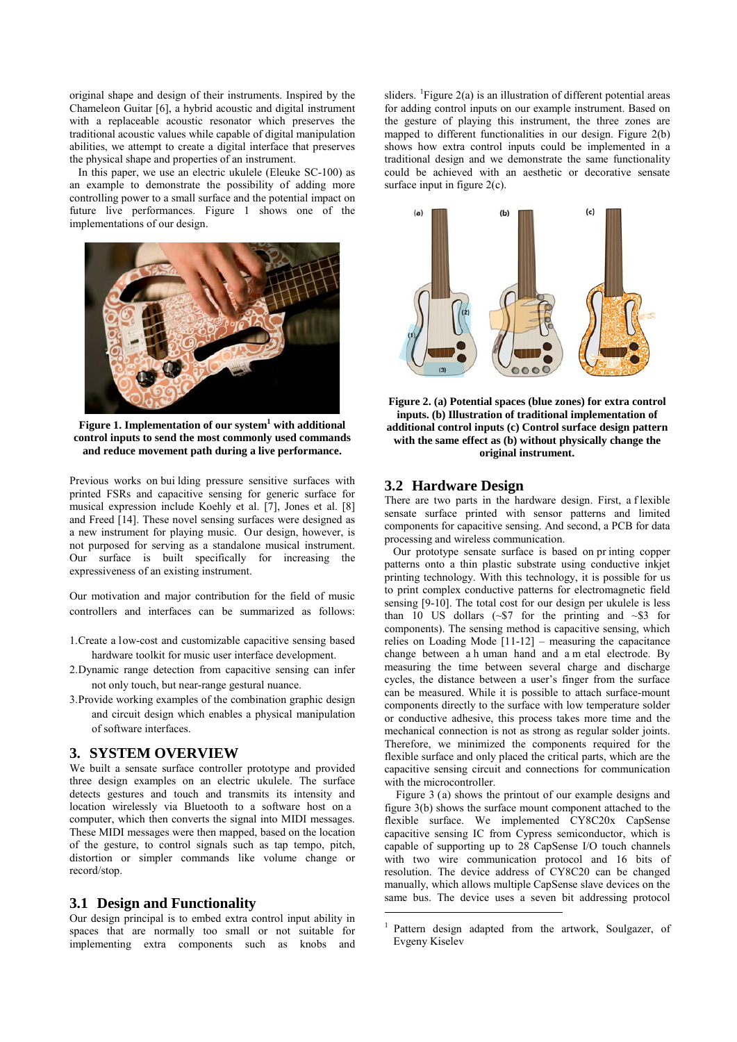original shape and design of their instruments. Inspired by the Chameleon Guitar [6], a hybrid acoustic and digital instrument with a replaceable acoustic resonator which preserves the traditional acoustic values while capable of digital manipulation abilities, we attempt to create a digital interface that preserves the physical shape and properties of an instrument.

In this paper, we use an electric ukulele (Eleuke SC-100) as an example to demonstrate the possibility of adding more controlling power to a small surface and the potential impact on future live performances. Figure 1 shows one of the implementations of our design.

**Figure 1. Implementation of our system[1] with additional control inputs to send the most commonly used commands and reduce movement path during a live performance.**

Previous works on building pressure sensitive surfaces with printed FSRs and capacitive sensing for generic surface for musical expression include Koehly et al. [7], Jones et al. [8] and Freed [14]. These novel sensing surfaces were designed as a new instrument for playing music. Our design, however, is not purposed for serving as a standalone musical instrument. Our surface is built specifically for increasing the expressiveness of an existing instrument.

Our motivation and major contribution for the field of music controllers and interfaces can be summarized as follows:

1. Create a low-cost and customizable capacitive sensing based hardware toolkit for music user interface development.
2. Dynamic range detection from capacitive sensing can infer not only touch, but near-range gestural nuance.
3. Provide working examples of the combination graphic design and circuit design which enables a physical manipulation of software interfaces.

## 3. SYSTEM OVERVIEW

We built a sensate surface controller prototype and provided three design examples on an electric ukulele. The surface detects gestures and touch and transmits its intensity and location wirelessly via Bluetooth to a software host on a computer, which then converts the signal into MIDI messages. These MIDI messages were then mapped, based on the location of the gesture, to control signals such as tap tempo, pitch, distortion or simpler commands like volume change or record/stop.

### 3.1 Design and Functionality

Our design principal is to embed extra control input ability in spaces that are normally too small or not suitable for implementing extra components such as knobs and sliders. [1]Figure 2(a) is an illustration of different potential areas for adding control inputs on our example instrument. Based on the gesture of playing this instrument, the three zones are mapped to different functionalities in our design. Figure 2(b) shows how extra control inputs could be implemented in a traditional design and we demonstrate the same functionality could be achieved with an aesthetic or decorative sensate surface input in figure 2(c).

**Figure 2. (a) Potential spaces (blue zones) for extra control inputs. (b) Illustration of traditional implementation of additional control inputs (c) Control surface design pattern with the same effect as (b) without physically change the original instrument.**

### 3.2 Hardware Design

There are two parts in the hardware design. First, a flexible sensate surface printed with sensor patterns and limited components for capacitive sensing. And second, a PCB for data processing and wireless communication.

Our prototype sensate surface is based on printing copper patterns onto a thin plastic substrate using conductive inkjet printing technology. With this technology, it is possible for us to print complex conductive patterns for electromagnetic field sensing [9-10]. The total cost for our design per ukulele is less than 10 US dollars (~$7 for the printing and ~$3 for components). The sensing method is capacitive sensing, which relies on Loading Mode [11-12] – measuring the capacitance change between a human hand and a metal electrode. By measuring the time between several charge and discharge cycles, the distance between a user's finger from the surface can be measured. While it is possible to attach surface-mount components directly to the surface with low temperature solder or conductive adhesive, this process takes more time and the mechanical connection is not as strong as regular solder joints. Therefore, we minimized the components required for the flexible surface and only placed the critical parts, which are the capacitive sensing circuit and connections for communication with the microcontroller.

Figure 3 (a) shows the printout of our example designs and figure 3(b) shows the surface mount component attached to the flexible surface. We implemented CY8C20x CapSense capacitive sensing IC from Cypress semiconductor, which is capable of supporting up to 28 CapSense I/O touch channels with two wire communication protocol and 16 bits of resolution. The device address of CY8C20 can be changed manually, which allows multiple CapSense slave devices on the same bus. The device uses a seven bit addressing protocol

[1] Pattern design adapted from the artwork, Soulgazer, of Evgeny Kiselev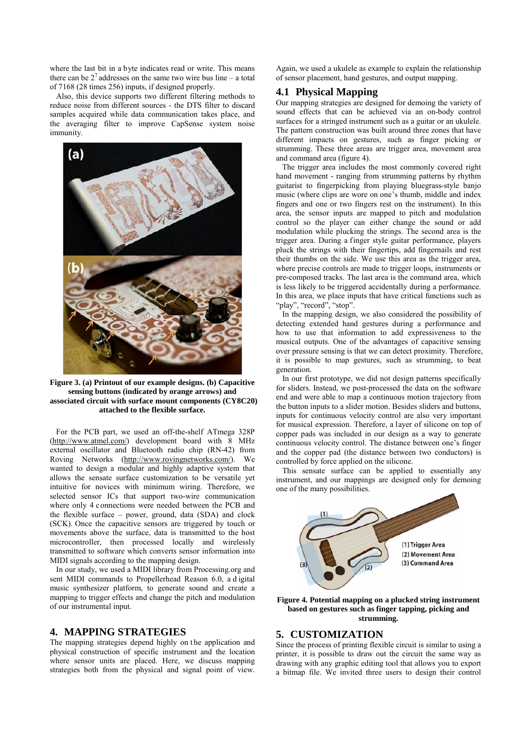where the last bit in a byte indicates read or write. This means there can be $2^7$ addresses on the same two wire bus line – a total of 7168 (28 times 256) inputs, if designed properly.

Also, this device supports two different filtering methods to reduce noise from different sources - the DTS filter to discard samples acquired while data communication takes place, and the averaging filter to improve CapSense system noise immunity.

**Figure 3. (a) Printout of our example designs. (b) Capacitive sensing buttons (indicated by orange arrows) and associated circuit with surface mount components (CY8C20) attached to the flexible surface.**

For the PCB part, we used an off-the-shelf ATmega 328P (http://www.atmel.com/) development board with 8 MHz external oscillator and Bluetooth radio chip (RN-42) from Roving Networks (http://www.rovingnetworks.com/). We wanted to design a modular and highly adaptive system that allows the sensate surface customization to be versatile yet intuitive for novices with minimum wiring. Therefore, we selected sensor ICs that support two-wire communication where only 4 connections were needed between the PCB and the flexible surface – power, ground, data (SDA) and clock (SCK). Once the capacitive sensors are triggered by touch or movements above the surface, data is transmitted to the host microcontroller, then processed locally and wirelessly transmitted to software which converts sensor information into MIDI signals according to the mapping design.

In our study, we used a MIDI library from Processing.org and sent MIDI commands to Propellerhead Reason 6.0, a digital music synthesizer platform, to generate sound and create a mapping to trigger effects and change the pitch and modulation of our instrumental input.

## 4. MAPPING STRATEGIES

The mapping strategies depend highly on the application and physical construction of specific instrument and the location where sensor units are placed. Here, we discuss mapping strategies both from the physical and signal point of view. Again, we used a ukulele as example to explain the relationship of sensor placement, hand gestures, and output mapping.

### 4.1 Physical Mapping

Our mapping strategies are designed for demoing the variety of sound effects that can be achieved via an on-body control surfaces for a stringed instrument such as a guitar or an ukulele. The pattern construction was built around three zones that have different impacts on gestures, such as finger picking or strumming. These three areas are trigger area, movement area and command area (figure 4).

The trigger area includes the most commonly covered right hand movement - ranging from strumming patterns by rhythm guitarist to fingerpicking from playing bluegrass-style banjo music (where clips are wore on one's thumb, middle and index fingers and one or two fingers rest on the instrument). In this area, the sensor inputs are mapped to pitch and modulation control so the player can either change the sound or add modulation while plucking the strings. The second area is the trigger area. During a finger style guitar performance, players pluck the strings with their fingertips, add fingernails and rest their thumbs on the side. We use this area as the trigger area, where precise controls are made to trigger loops, instruments or pre-composed tracks. The last area is the command area, which is less likely to be triggered accidentally during a performance. In this area, we place inputs that have critical functions such as "play", "record", "stop".

In the mapping design, we also considered the possibility of detecting extended hand gestures during a performance and how to use that information to add expressiveness to the musical outputs. One of the advantages of capacitive sensing over pressure sensing is that we can detect proximity. Therefore, it is possible to map gestures, such as strumming, to beat generation.

In our first prototype, we did not design patterns specifically for sliders. Instead, we post-processed the data on the software end and were able to map a continuous motion trajectory from the button inputs to a slider motion. Besides sliders and buttons, inputs for continuous velocity control are also very important for musical expression. Therefore, a layer of silicone on top of copper pads was included in our design as a way to generate continuous velocity control. The distance between one's finger and the copper pad (the distance between two conductors) is controlled by force applied on the silicone.

This sensate surface can be applied to essentially any instrument, and our mappings are designed only for demoing one of the many possibilities.

**Figure 4. Potential mapping on a plucked string instrument based on gestures such as finger tapping, picking and strumming.**

## 5. CUSTOMIZATION

Since the process of printing flexible circuit is similar to using a printer, it is possible to draw out the circuit the same way as drawing with any graphic editing tool that allows you to export a bitmap file. We invited three users to design their control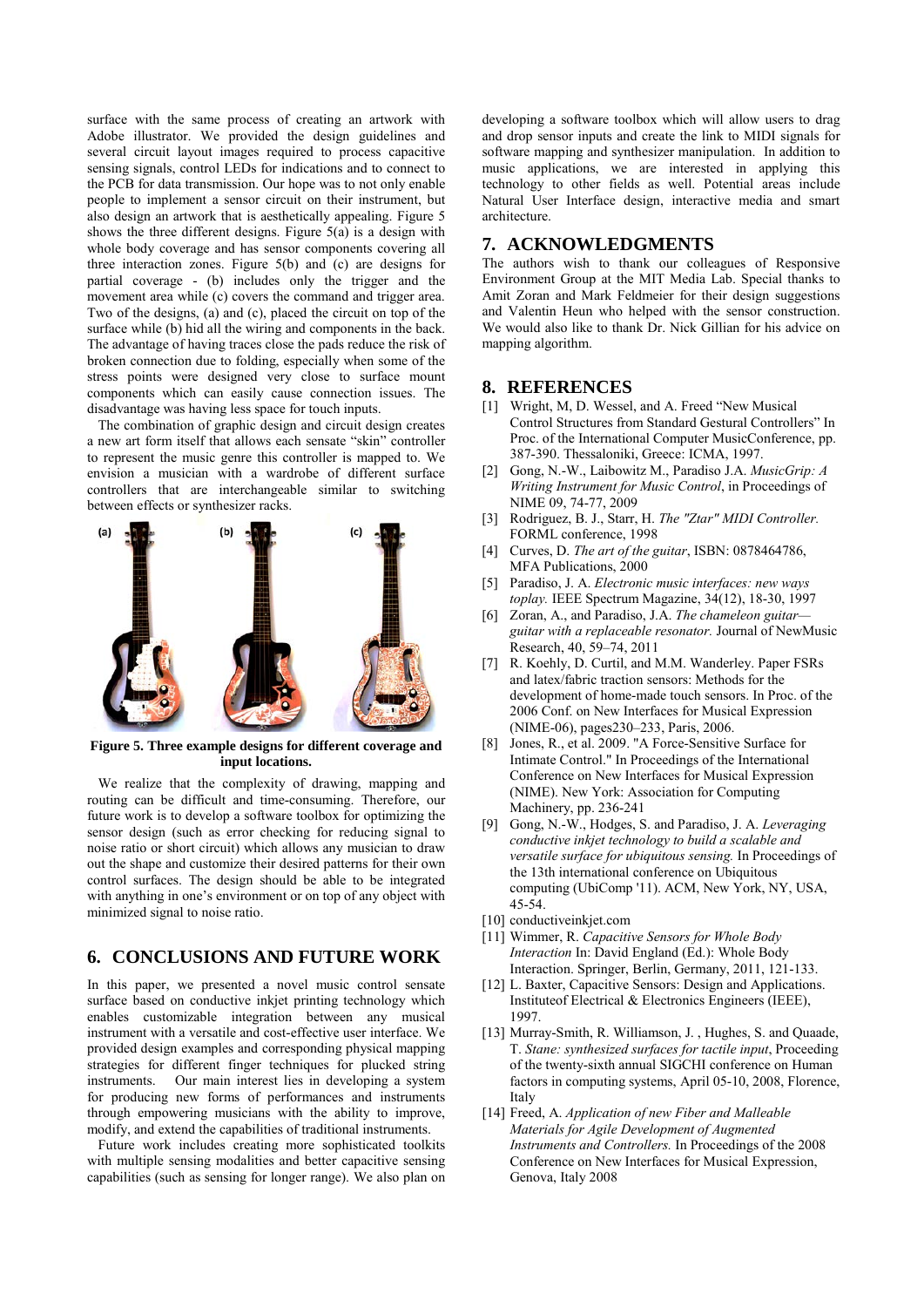surface with the same process of creating an artwork with Adobe illustrator. We provided the design guidelines and several circuit layout images required to process capacitive sensing signals, control LEDs for indications and to connect to the PCB for data transmission. Our hope was to not only enable people to implement a sensor circuit on their instrument, but also design an artwork that is aesthetically appealing. Figure 5 shows the three different designs. Figure 5(a) is a design with whole body coverage and has sensor components covering all three interaction zones. Figure 5(b) and (c) are designs for partial coverage - (b) includes only the trigger and the movement area while (c) covers the command and trigger area. Two of the designs, (a) and (c), placed the circuit on top of the surface while (b) hid all the wiring and components in the back. The advantage of having traces close the pads reduce the risk of broken connection due to folding, especially when some of the stress points were designed very close to surface mount components which can easily cause connection issues. The disadvantage was having less space for touch inputs.

The combination of graphic design and circuit design creates a new art form itself that allows each sensate "skin" controller to represent the music genre this controller is mapped to. We envision a musician with a wardrobe of different surface controllers that are interchangeable similar to switching between effects or synthesizer racks.

(a) (b) (c)

**Figure 5. Three example designs for different coverage and input locations.**

We realize that the complexity of drawing, mapping and routing can be difficult and time-consuming. Therefore, our future work is to develop a software toolbox for optimizing the sensor design (such as error checking for reducing signal to noise ratio or short circuit) which allows any musician to draw out the shape and customize their desired patterns for their own control surfaces. The design should be able to be integrated with anything in one's environment or on top of any object with minimized signal to noise ratio.

## 6. CONCLUSIONS AND FUTURE WORK

In this paper, we presented a novel music control sensate surface based on conductive inkjet printing technology which enables customizable integration between any musical instrument with a versatile and cost-effective user interface. We provided design examples and corresponding physical mapping strategies for different finger techniques for plucked string instruments. Our main interest lies in developing a system for producing new forms of performances and instruments through empowering musicians with the ability to improve, modify, and extend the capabilities of traditional instruments.

Future work includes creating more sophisticated toolkits with multiple sensing modalities and better capacitive sensing capabilities (such as sensing for longer range). We also plan on developing a software toolbox which will allow users to drag and drop sensor inputs and create the link to MIDI signals for software mapping and synthesizer manipulation. In addition to music applications, we are interested in applying this technology to other fields as well. Potential areas include Natural User Interface design, interactive media and smart architecture.

## 7. ACKNOWLEDGMENTS

The authors wish to thank our colleagues of Responsive Environment Group at the MIT Media Lab. Special thanks to Amit Zoran and Mark Feldmeier for their design suggestions and Valentin Heun who helped with the sensor construction. We would also like to thank Dr. Nick Gillian for his advice on mapping algorithm.

## 8. REFERENCES

[1] Wright, M, D. Wessel, and A. Freed "New Musical Control Structures from Standard Gestural Controllers" In Proc. of the International Computer MusicConference, pp. 387-390. Thessaloniki, Greece: ICMA, 1997.

[2] Gong, N.-W., Laibowitz M., Paradiso J.A. *MusicGrip: A Writing Instrument for Music Control*, in Proceedings of NIME 09, 74-77, 2009

[3] Rodriguez, B. J., Starr, H. *The "Ztar" MIDI Controller.* FORML conference, 1998

[4] Curves, D. *The art of the guitar*, ISBN: 0878464786, MFA Publications, 2000

[5] Paradiso, J. A. *Electronic music interfaces: new ways toplay.* IEEE Spectrum Magazine, 34(12), 18-30, 1997

[6] Zoran, A., and Paradiso, J.A. *The chameleon guitar—guitar with a replaceable resonator.* Journal of NewMusic Research, 40, 59–74, 2011

[7] R. Koehly, D. Curtil, and M.M. Wanderley. Paper FSRs and latex/fabric traction sensors: Methods for the development of home-made touch sensors. In Proc. of the 2006 Conf. on New Interfaces for Musical Expression (NIME-06), pages230–233, Paris, 2006.

[8] Jones, R., et al. 2009. "A Force-Sensitive Surface for Intimate Control." In Proceedings of the International Conference on New Interfaces for Musical Expression (NIME). New York: Association for Computing Machinery, pp. 236-241

[9] Gong, N.-W., Hodges, S. and Paradiso, J. A. *Leveraging conductive inkjet technology to build a scalable and versatile surface for ubiquitous sensing.* In Proceedings of the 13th international conference on Ubiquitous computing (UbiComp '11). ACM, New York, NY, USA, 45-54.

[10] conductiveinkjet.com

[11] Wimmer, R. *Capacitive Sensors for Whole Body Interaction* In: David England (Ed.): Whole Body Interaction. Springer, Berlin, Germany, 2011, 121-133.

[12] L. Baxter, Capacitive Sensors: Design and Applications. Instituteof Electrical & Electronics Engineers (IEEE), 1997.

[13] Murray-Smith, R. Williamson, J. , Hughes, S. and Quaade, T. *Stane: synthesized surfaces for tactile input*, Proceeding of the twenty-sixth annual SIGCHI conference on Human factors in computing systems, April 05-10, 2008, Florence, Italy

[14] Freed, A. *Application of new Fiber and Malleable Materials for Agile Development of Augmented Instruments and Controllers.* In Proceedings of the 2008 Conference on New Interfaces for Musical Expression, Genova, Italy 2008